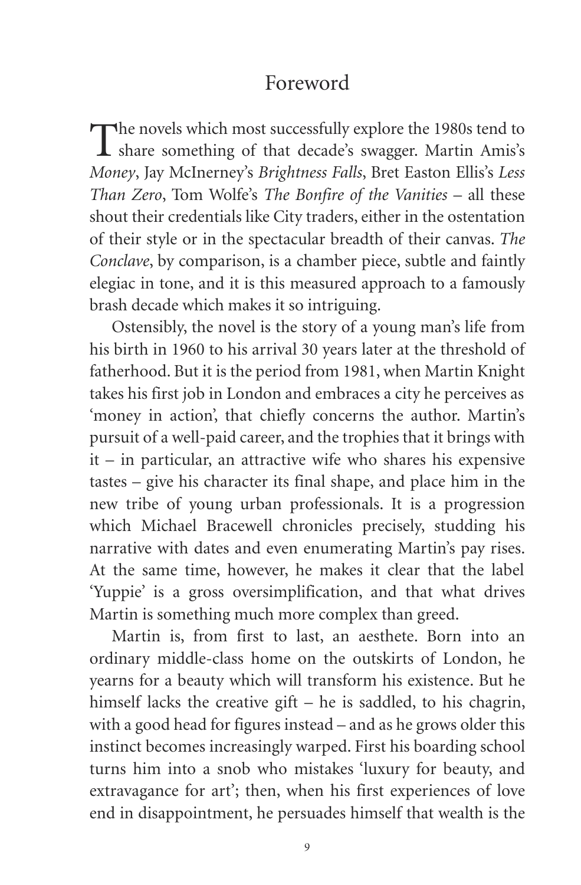# Foreword

The novels which most successfully explore the 1980s tend to share something of that decade's swagger. Martin Amis's *Money*, Jay McInerney's *Brightness Falls*, Bret Easton Ellis's *Less Than Zero*, Tom Wolfe's *The Bonfire of the Vanities* – all these shout their credentials like City traders, either in the ostentation of their style or in the spectacular breadth of their canvas. *The Conclave*, by comparison, is a chamber piece, subtle and faintly elegiac in tone, and it is this measured approach to a famously brash decade which makes it so intriguing.

Ostensibly, the novel is the story of a young man's life from his birth in 1960 to his arrival 30 years later at the threshold of fatherhood. But it is the period from 1981, when Martin Knight takes his first job in London and embraces a city he perceives as 'money in action', that chiefly concerns the author. Martin's pursuit of a well-paid career, and the trophies that it brings with it – in particular, an attractive wife who shares his expensive tastes – give his character its final shape, and place him in the new tribe of young urban professionals. It is a progression which Michael Bracewell chronicles precisely, studding his narrative with dates and even enumerating Martin's pay rises. At the same time, however, he makes it clear that the label 'Yuppie' is a gross oversimplification, and that what drives Martin is something much more complex than greed.

Martin is, from first to last, an aesthete. Born into an ordinary middle-class home on the outskirts of London, he yearns for a beauty which will transform his existence. But he himself lacks the creative gift – he is saddled, to his chagrin, with a good head for figures instead – and as he grows older this instinct becomes increasingly warped. First his boarding school turns him into a snob who mistakes 'luxury for beauty, and extravagance for art'; then, when his first experiences of love end in disappointment, he persuades himself that wealth is the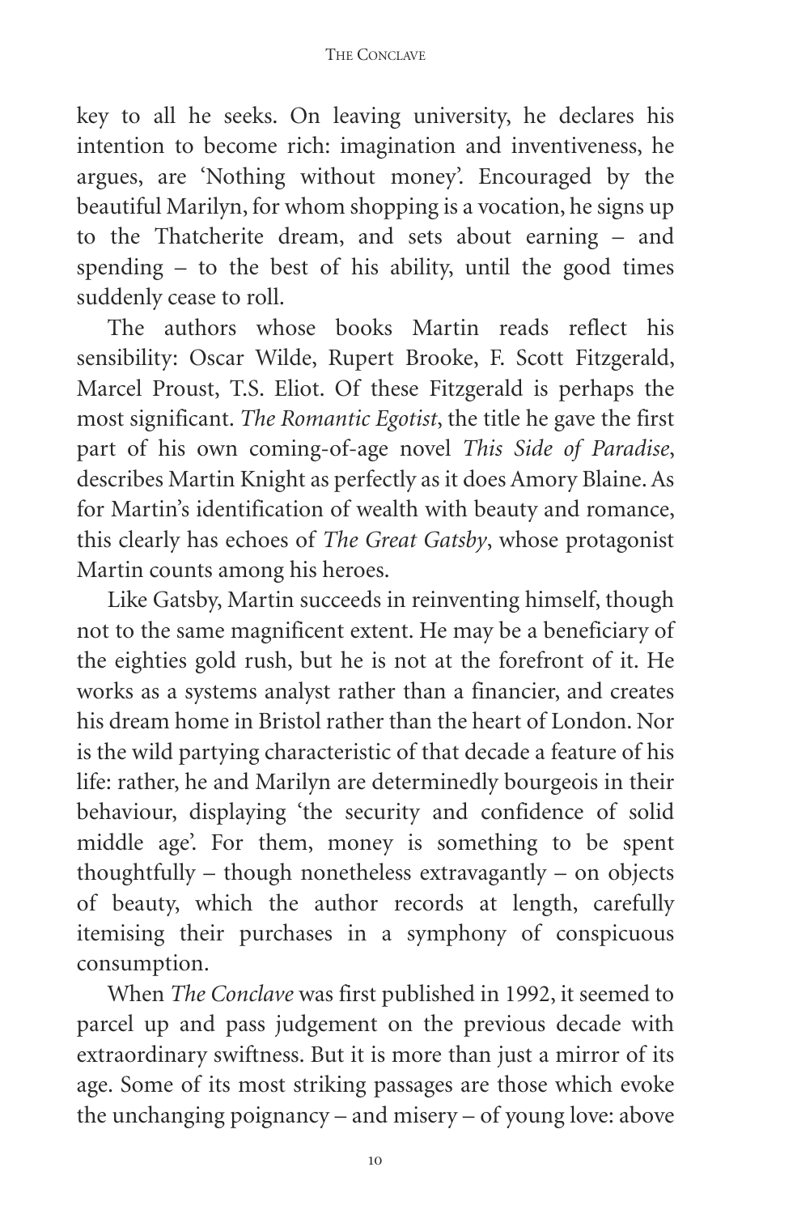key to all he seeks. On leaving university, he declares his intention to become rich: imagination and inventiveness, he argues, are 'Nothing without money'. Encouraged by the beautiful Marilyn, for whom shopping is a vocation, he signs up to the Thatcherite dream, and sets about earning – and spending – to the best of his ability, until the good times suddenly cease to roll.

The authors whose books Martin reads reflect his sensibility: Oscar Wilde, Rupert Brooke, F. Scott Fitzgerald, Marcel Proust, T.S. Eliot. Of these Fitzgerald is perhaps the most significant. *The Romantic Egotist*, the title he gave the first part of his own coming-of-age novel *This Side of Paradise*, describes Martin Knight as perfectly as it does Amory Blaine. As for Martin's identification of wealth with beauty and romance, this clearly has echoes of *The Great Gatsby*, whose protagonist Martin counts among his heroes.

Like Gatsby, Martin succeeds in reinventing himself, though not to the same magnificent extent. He may be a beneficiary of the eighties gold rush, but he is not at the forefront of it. He works as a systems analyst rather than a financier, and creates his dream home in Bristol rather than the heart of London. Nor is the wild partying characteristic of that decade a feature of his life: rather, he and Marilyn are determinedly bourgeois in their behaviour, displaying 'the security and confidence of solid middle age'. For them, money is something to be spent thoughtfully – though nonetheless extravagantly – on objects of beauty, which the author records at length, carefully itemising their purchases in a symphony of conspicuous consumption.

When *The Conclave* was first published in 1992, it seemed to parcel up and pass judgement on the previous decade with extraordinary swiftness. But it is more than just a mirror of its age. Some of its most striking passages are those which evoke the unchanging poignancy – and misery – of young love: above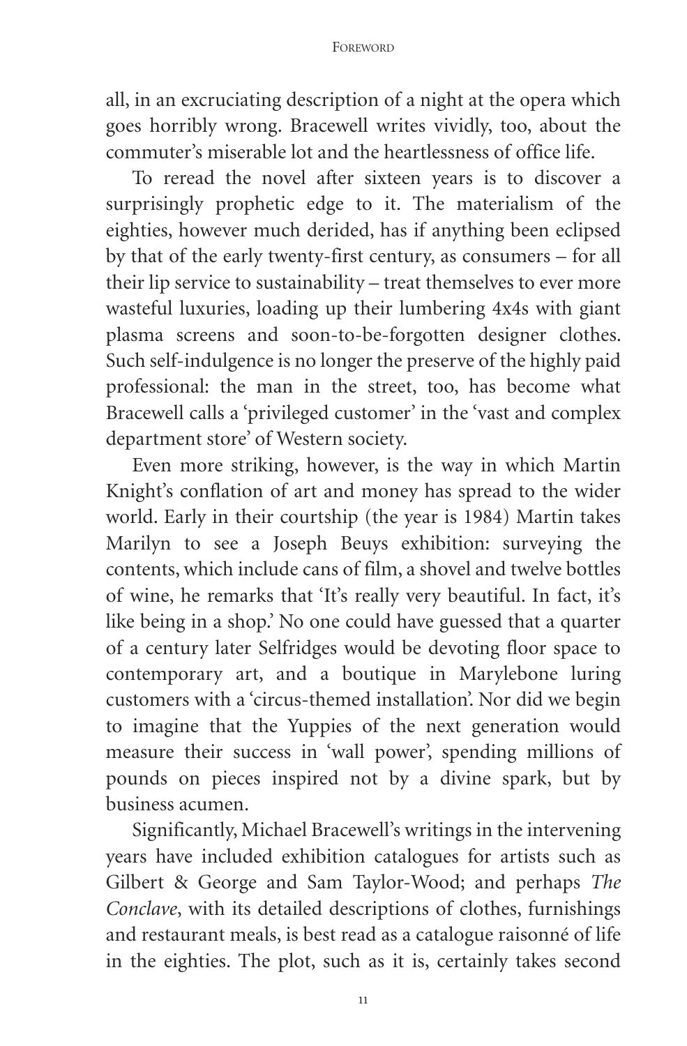all, in an excruciating description of a night at the opera which goes horribly wrong. Bracewell writes vividly, too, about the commuter's miserable lot and the heartlessness of office life.

To reread the novel after sixteen years is to discover a surprisingly prophetic edge to it. The materialism of the eighties, however much derided, has if anything been eclipsed by that of the early twenty-first century, as consumers – for all their lip service to sustainability – treat themselves to ever more wasteful luxuries, loading up their lumbering 4x4s with giant plasma screens and soon-to-be-forgotten designer clothes. Such self-indulgence is no longer the preserve of the highly paid professional: the man in the street, too, has become what Bracewell calls a 'privileged customer' in the 'vast and complex department store' of Western society.

Even more striking, however, is the way in which Martin Knight's conflation of art and money has spread to the wider world. Early in their courtship (the year is 1984) Martin takes Marilyn to see a Joseph Beuys exhibition: surveying the contents, which include cans of film, a shovel and twelve bottles of wine, he remarks that 'It's really very beautiful. In fact, it's like being in a shop.' No one could have guessed that a quarter of a century later Selfridges would be devoting floor space to contemporary art, and a boutique in Marylebone luring customers with a 'circus-themed installation'. Nor did we begin to imagine that the Yuppies of the next generation would measure their success in 'wall power', spending millions of pounds on pieces inspired not by a divine spark, but by business acumen.

Significantly, Michael Bracewell's writings in the intervening years have included exhibition catalogues for artists such as Gilbert & George and Sam Taylor-Wood; and perhaps *The Conclave*, with its detailed descriptions of clothes, furnishings and restaurant meals, is best read as a catalogue raisonné of life in the eighties. The plot, such as it is, certainly takes second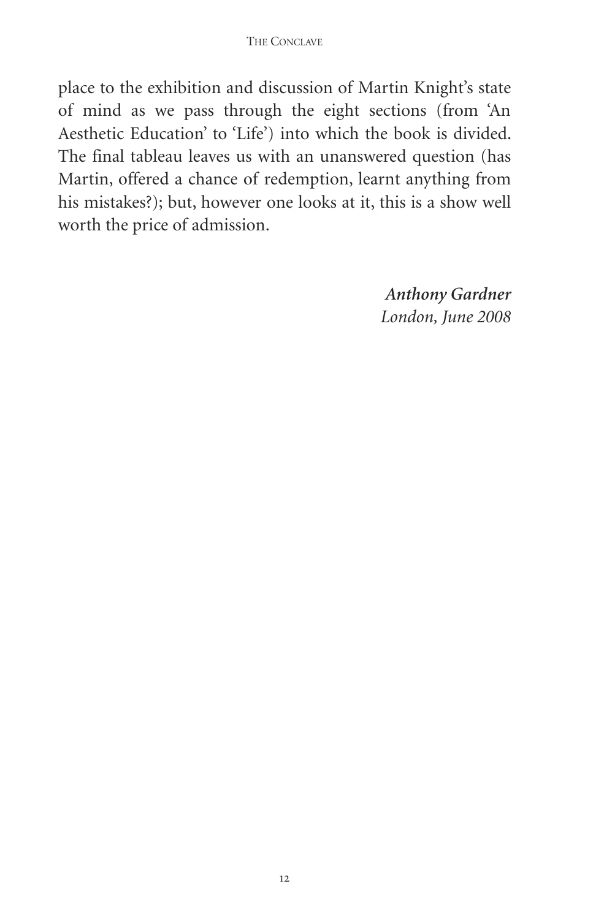place to the exhibition and discussion of Martin Knight's state of mind as we pass through the eight sections (from 'An Aesthetic Education' to 'Life') into which the book is divided. The final tableau leaves us with an unanswered question (has Martin, offered a chance of redemption, learnt anything from his mistakes?); but, however one looks at it, this is a show well worth the price of admission.

***Anthony Gardner***
*London, June 2008*